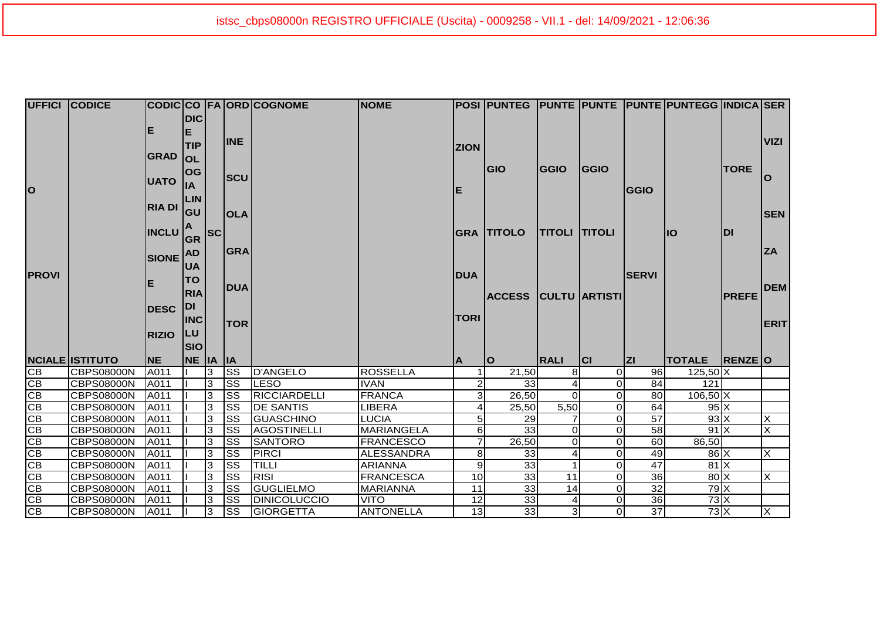istsc_cbps08000n REGISTRO UFFICIALE (Uscita) - 0009258 - VII.1 - del: 14/09/2021 - 12:06:36

| UFFICIO PROVINCIALE | CODICE ISTITUTO | CODICE GRADUATORIA DI INCLUSIONE DESCRIZIONE | CODICE TIPOLOGIA LINGUA GRADUATORIA DI INCLUSIONE | FASCIA | ORDINE SCUOLA GRADUATORIA | COGNOME | NOME | POSIZIONE GRADUATORIA | PUNTEGGIO TITOLO ACCESSO | PUNTEGGIO TITOLI CULTURALI | PUNTEGGIO TITOLI ARTISTICI | PUNTEGGIO SERVIZI | PUNTEGGIO TOTALE | INDICATORE DI PREFERENZE | SERVIZIO SENZA DEMERITO |
|---|---|---|---|---|---|---|---|---|---|---|---|---|---|---|---|
| CB | CBPS08000N | A011 | I | 3 | SS | D'ANGELO | ROSSELLA | 1 | 21,50 | 8 | 0 | 96 | 125,50 | X | |
| CB | CBPS08000N | A011 | I | 3 | SS | LESO | IVAN | 2 | 33 | 4 | 0 | 84 | 121 | | |
| CB | CBPS08000N | A011 | I | 3 | SS | RICCIARDELLI | FRANCA | 3 | 26,50 | 0 | 0 | 80 | 106,50 | X | |
| CB | CBPS08000N | A011 | I | 3 | SS | DE SANTIS | LIBERA | 4 | 25,50 | 5,50 | 0 | 64 | 95 | X | |
| CB | CBPS08000N | A011 | I | 3 | SS | GUASCHINO | LUCIA | 5 | 29 | 7 | 0 | 57 | 93 | X | X |
| CB | CBPS08000N | A011 | I | 3 | SS | AGOSTINELLI | MARIANGELA | 6 | 33 | 0 | 0 | 58 | 91 | X | X |
| CB | CBPS08000N | A011 | I | 3 | SS | SANTORO | FRANCESCO | 7 | 26,50 | 0 | 0 | 60 | 86,50 | | |
| CB | CBPS08000N | A011 | I | 3 | SS | PIRCI | ALESSANDRA | 8 | 33 | 4 | 0 | 49 | 86 | X | X |
| CB | CBPS08000N | A011 | I | 3 | SS | TILLI | ARIANNA | 9 | 33 | 1 | 0 | 47 | 81 | X | |
| CB | CBPS08000N | A011 | I | 3 | SS | RISI | FRANCESCA | 10 | 33 | 11 | 0 | 36 | 80 | X | X |
| CB | CBPS08000N | A011 | I | 3 | SS | GUGLIELMO | MARIANNA | 11 | 33 | 14 | 0 | 32 | 79 | X | |
| CB | CBPS08000N | A011 | I | 3 | SS | DINICOLUCCIO | VITO | 12 | 33 | 4 | 0 | 36 | 73 | X | |
| CB | CBPS08000N | A011 | I | 3 | SS | GIORGETTA | ANTONELLA | 13 | 33 | 3 | 0 | 37 | 73 | X | X |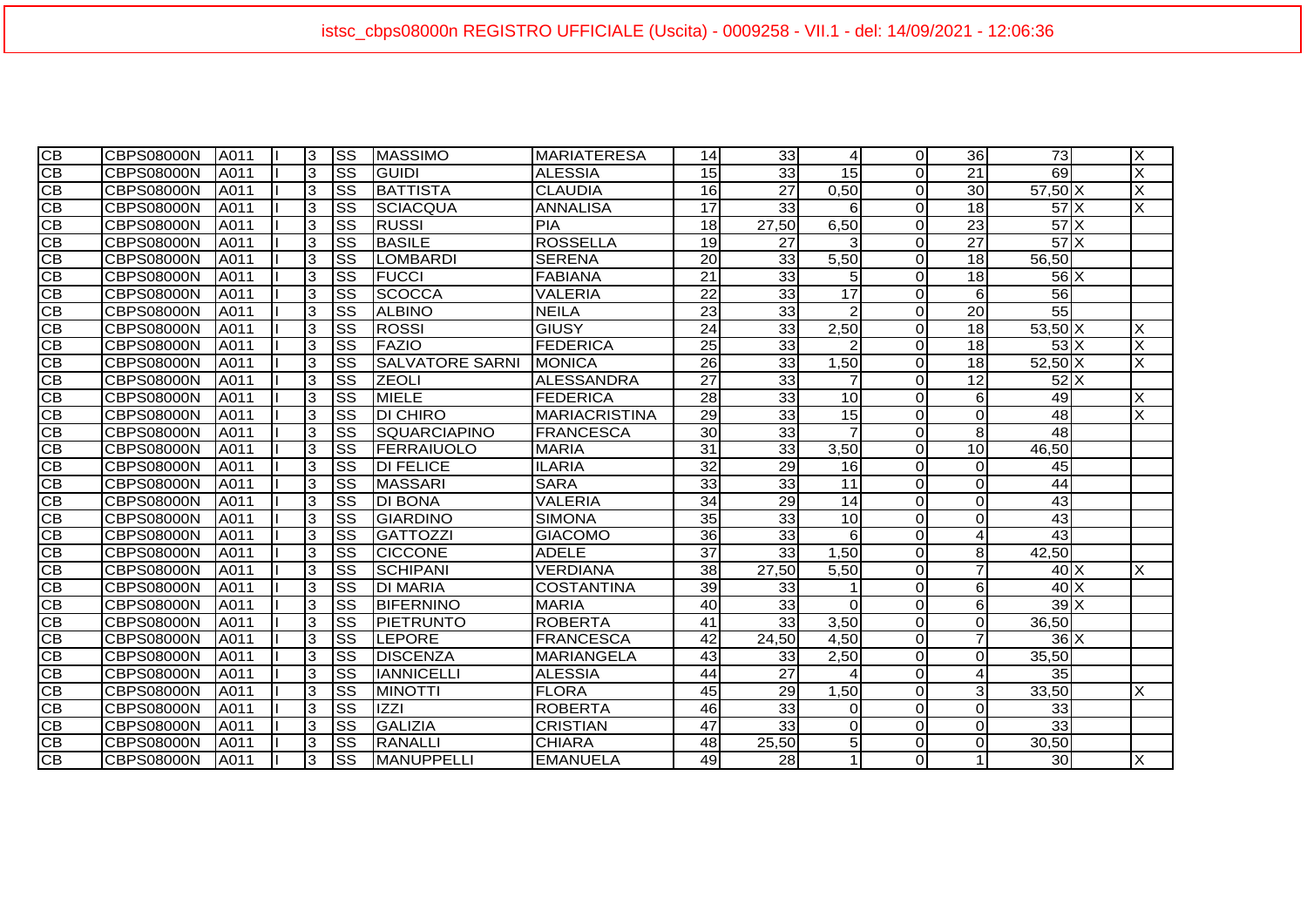istsc_cbps08000n REGISTRO UFFICIALE (Uscita) - 0009258 - VII.1 - del: 14/09/2021 - 12:06:36

| | | | | | | | | | | | | | | | | |
|---|---|---|---|---|---|---|---|---|---|---|---|---|---|---|---|---|
| CB | CBPS08000N | A011 | I | 3 | SS | MASSIMO | MARIATERESA | 14 | 33 | 4 | 0 | 36 | 73 | | | X |
| CB | CBPS08000N | A011 | I | 3 | SS | GUIDI | ALESSIA | 15 | 33 | 15 | 0 | 21 | 69 | | | X |
| CB | CBPS08000N | A011 | I | 3 | SS | BATTISTA | CLAUDIA | 16 | 27 | 0,50 | 0 | 30 | 57,50 | X | | X |
| CB | CBPS08000N | A011 | I | 3 | SS | SCIACQUA | ANNALISA | 17 | 33 | 6 | 0 | 18 | 57 | X | | X |
| CB | CBPS08000N | A011 | I | 3 | SS | RUSSI | PIA | 18 | 27,50 | 6,50 | 0 | 23 | 57 | X | | |
| CB | CBPS08000N | A011 | I | 3 | SS | BASILE | ROSSELLA | 19 | 27 | 3 | 0 | 27 | 57 | X | | |
| CB | CBPS08000N | A011 | I | 3 | SS | LOMBARDI | SERENA | 20 | 33 | 5,50 | 0 | 18 | 56,50 | | | |
| CB | CBPS08000N | A011 | I | 3 | SS | FUCCI | FABIANA | 21 | 33 | 5 | 0 | 18 | 56 | X | | |
| CB | CBPS08000N | A011 | I | 3 | SS | SCOCCA | VALERIA | 22 | 33 | 17 | 0 | 6 | 56 | | | |
| CB | CBPS08000N | A011 | I | 3 | SS | ALBINO | NEILA | 23 | 33 | 2 | 0 | 20 | 55 | | | |
| CB | CBPS08000N | A011 | I | 3 | SS | ROSSI | GIUSY | 24 | 33 | 2,50 | 0 | 18 | 53,50 | X | | X |
| CB | CBPS08000N | A011 | I | 3 | SS | FAZIO | FEDERICA | 25 | 33 | 2 | 0 | 18 | 53 | X | | X |
| CB | CBPS08000N | A011 | I | 3 | SS | SALVATORE SARNI | MONICA | 26 | 33 | 1,50 | 0 | 18 | 52,50 | X | | X |
| CB | CBPS08000N | A011 | I | 3 | SS | ZEOLI | ALESSANDRA | 27 | 33 | 7 | 0 | 12 | 52 | X | | |
| CB | CBPS08000N | A011 | I | 3 | SS | MIELE | FEDERICA | 28 | 33 | 10 | 0 | 6 | 49 | | | X |
| CB | CBPS08000N | A011 | I | 3 | SS | DI CHIRO | MARIACRISTINA | 29 | 33 | 15 | 0 | 0 | 48 | | | X |
| CB | CBPS08000N | A011 | I | 3 | SS | SQUARCIAPINO | FRANCESCA | 30 | 33 | 7 | 0 | 8 | 48 | | | |
| CB | CBPS08000N | A011 | I | 3 | SS | FERRAIUOLO | MARIA | 31 | 33 | 3,50 | 0 | 10 | 46,50 | | | |
| CB | CBPS08000N | A011 | I | 3 | SS | DI FELICE | ILARIA | 32 | 29 | 16 | 0 | 0 | 45 | | | |
| CB | CBPS08000N | A011 | I | 3 | SS | MASSARI | SARA | 33 | 33 | 11 | 0 | 0 | 44 | | | |
| CB | CBPS08000N | A011 | I | 3 | SS | DI BONA | VALERIA | 34 | 29 | 14 | 0 | 0 | 43 | | | |
| CB | CBPS08000N | A011 | I | 3 | SS | GIARDINO | SIMONA | 35 | 33 | 10 | 0 | 0 | 43 | | | |
| CB | CBPS08000N | A011 | I | 3 | SS | GATTOZZI | GIACOMO | 36 | 33 | 6 | 0 | 4 | 43 | | | |
| CB | CBPS08000N | A011 | I | 3 | SS | CICCONE | ADELE | 37 | 33 | 1,50 | 0 | 8 | 42,50 | | | |
| CB | CBPS08000N | A011 | I | 3 | SS | SCHIPANI | VERDIANA | 38 | 27,50 | 5,50 | 0 | 7 | 40 | X | | X |
| CB | CBPS08000N | A011 | I | 3 | SS | DI MARIA | COSTANTINA | 39 | 33 | 1 | 0 | 6 | 40 | X | | |
| CB | CBPS08000N | A011 | I | 3 | SS | BIFERNINO | MARIA | 40 | 33 | 0 | 0 | 6 | 39 | X | | |
| CB | CBPS08000N | A011 | I | 3 | SS | PIETRUNTO | ROBERTA | 41 | 33 | 3,50 | 0 | 0 | 36,50 | | | |
| CB | CBPS08000N | A011 | I | 3 | SS | LEPORE | FRANCESCA | 42 | 24,50 | 4,50 | 0 | 7 | 36 | X | | |
| CB | CBPS08000N | A011 | I | 3 | SS | DISCENZA | MARIANGELA | 43 | 33 | 2,50 | 0 | 0 | 35,50 | | | |
| CB | CBPS08000N | A011 | I | 3 | SS | IANNICELLI | ALESSIA | 44 | 27 | 4 | 0 | 4 | 35 | | | |
| CB | CBPS08000N | A011 | I | 3 | SS | MINOTTI | FLORA | 45 | 29 | 1,50 | 0 | 3 | 33,50 | | | X |
| CB | CBPS08000N | A011 | I | 3 | SS | IZZI | ROBERTA | 46 | 33 | 0 | 0 | 0 | 33 | | | |
| CB | CBPS08000N | A011 | I | 3 | SS | GALIZIA | CRISTIAN | 47 | 33 | 0 | 0 | 0 | 33 | | | |
| CB | CBPS08000N | A011 | I | 3 | SS | RANALLI | CHIARA | 48 | 25,50 | 5 | 0 | 0 | 30,50 | | | |
| CB | CBPS08000N | A011 | I | 3 | SS | MANUPPELLI | EMANUELA | 49 | 28 | 1 | 0 | 1 | 30 | | | X |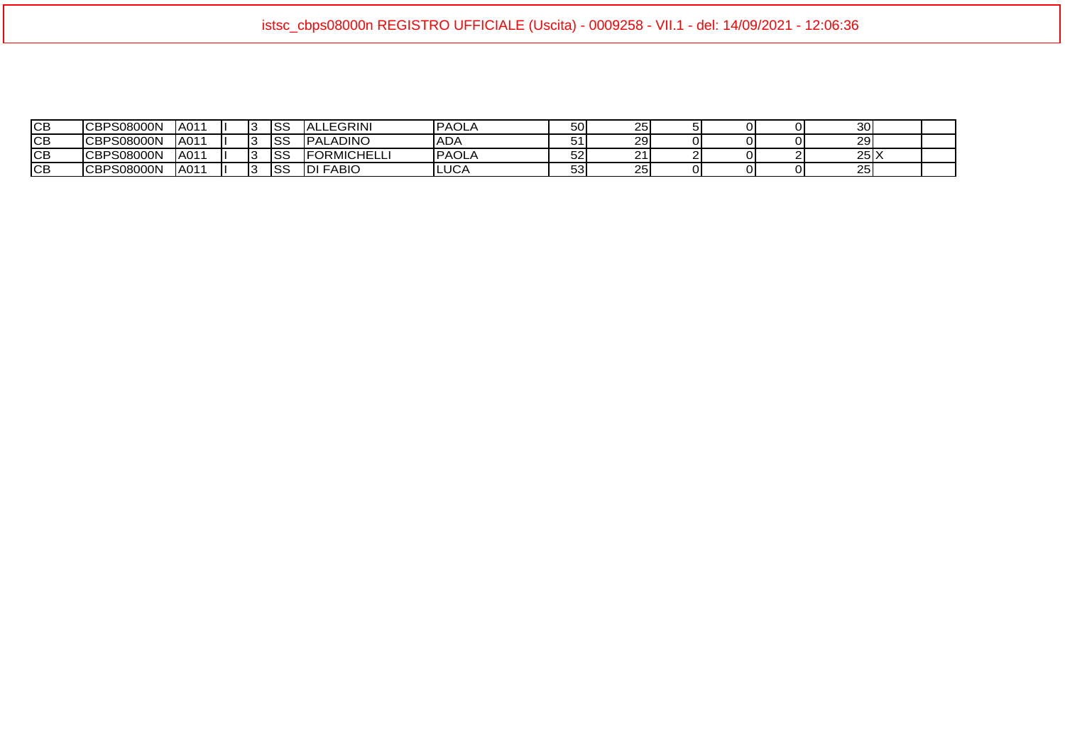| | | | | | | | | | | | | | | | |
|---|---|---|---|---|---|---|---|---|---|---|---|---|---|---|---|
| CB | CBPS08000N | A011 | I | 3 | SS | ALLEGRINI | PAOLA | 50 | 25 | 5 | 0 | 0 | 30 | | |
| CB | CBPS08000N | A011 | I | 3 | SS | PALADINO | ADA | 51 | 29 | 0 | 0 | 0 | 29 | | |
| CB | CBPS08000N | A011 | I | 3 | SS | FORMICHELLI | PAOLA | 52 | 21 | 2 | 0 | 2 | 25 | X | |
| CB | CBPS08000N | A011 | I | 3 | SS | DI FABIO | LUCA | 53 | 25 | 0 | 0 | 0 | 25 | | |